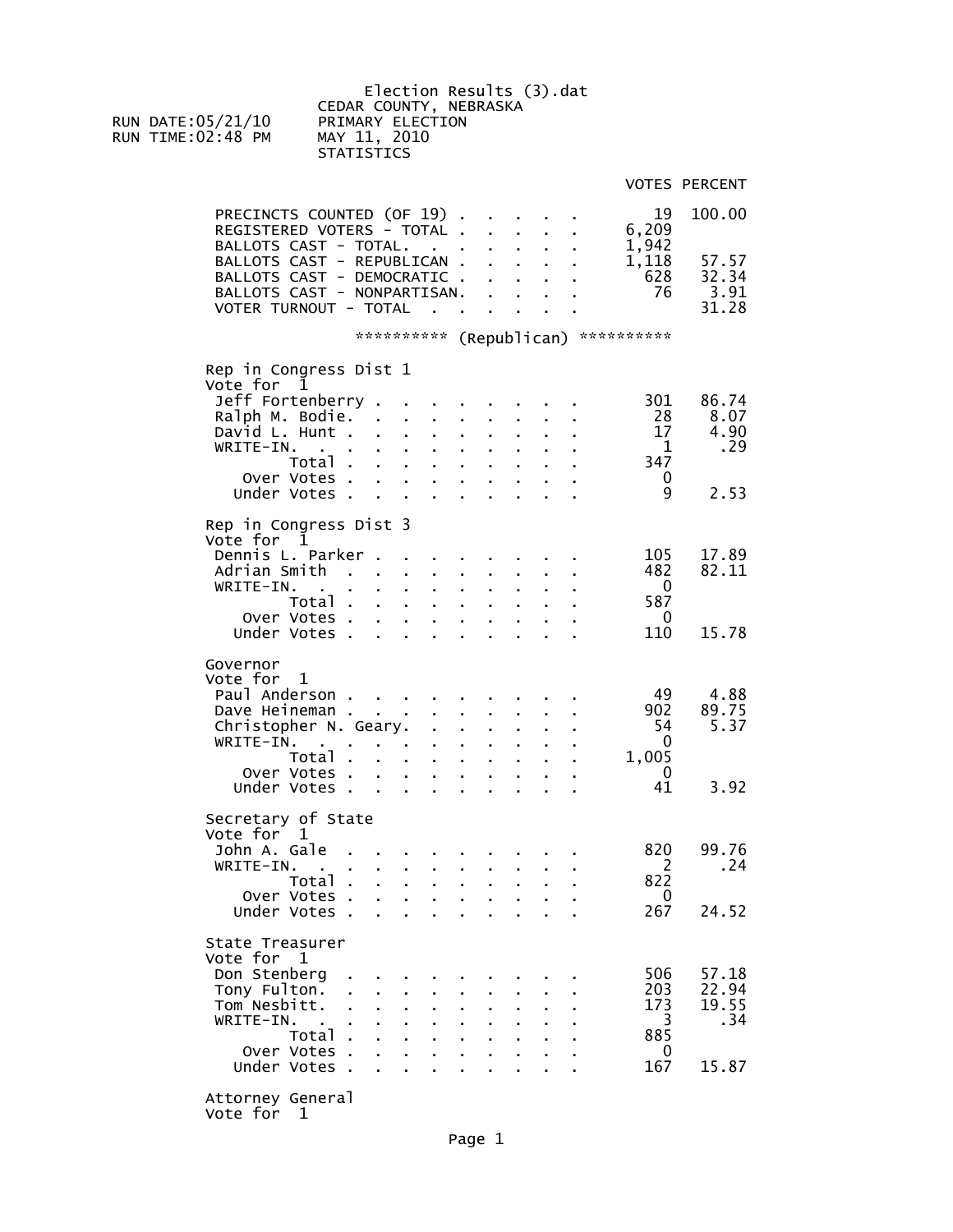Election Results (3).dat

CEDAR COUNTY, NEBRASKA
PRIMARY ELECTION
MAY 11, 2010
STATISTICS

RUN DATE:05/21/10
RUN TIME:02:48 PM

| | VOTES | PERCENT |
|---|---|---|
| PRECINCTS COUNTED (OF 19) | 19 | 100.00 |
| REGISTERED VOTERS - TOTAL | 6,209 | |
| BALLOTS CAST - TOTAL. | 1,942 | |
| BALLOTS CAST - REPUBLICAN | 1,118 | 57.57 |
| BALLOTS CAST - DEMOCRATIC | 628 | 32.34 |
| BALLOTS CAST - NONPARTISAN. | 76 | 3.91 |
| VOTER TURNOUT - TOTAL | | 31.28 |

********** (Republican) **********

**Rep in Congress Dist 1**
Vote for 1

| | VOTES | PERCENT |
|---|---|---|
| Jeff Fortenberry | 301 | 86.74 |
| Ralph M. Bodie. | 28 | 8.07 |
| David L. Hunt | 17 | 4.90 |
| WRITE-IN. | 1 | .29 |
| Total | 347 | |
| Over Votes | 0 | |
| Under Votes | 9 | 2.53 |

**Rep in Congress Dist 3**
Vote for 1

| | VOTES | PERCENT |
|---|---|---|
| Dennis L. Parker | 105 | 17.89 |
| Adrian Smith | 482 | 82.11 |
| WRITE-IN. | 0 | |
| Total | 587 | |
| Over Votes | 0 | |
| Under Votes | 110 | 15.78 |

**Governor**
Vote for 1

| | VOTES | PERCENT |
|---|---|---|
| Paul Anderson | 49 | 4.88 |
| Dave Heineman | 902 | 89.75 |
| Christopher N. Geary. | 54 | 5.37 |
| WRITE-IN. | 0 | |
| Total | 1,005 | |
| Over Votes | 0 | |
| Under Votes | 41 | 3.92 |

**Secretary of State**
Vote for 1

| | VOTES | PERCENT |
|---|---|---|
| John A. Gale | 820 | 99.76 |
| WRITE-IN. | 2 | .24 |
| Total | 822 | |
| Over Votes | 0 | |
| Under Votes | 267 | 24.52 |

**State Treasurer**
Vote for 1

| | VOTES | PERCENT |
|---|---|---|
| Don Stenberg | 506 | 57.18 |
| Tony Fulton. | 203 | 22.94 |
| Tom Nesbitt. | 173 | 19.55 |
| WRITE-IN. | 3 | .34 |
| Total | 885 | |
| Over Votes | 0 | |
| Under Votes | 167 | 15.87 |

**Attorney General**
Vote for 1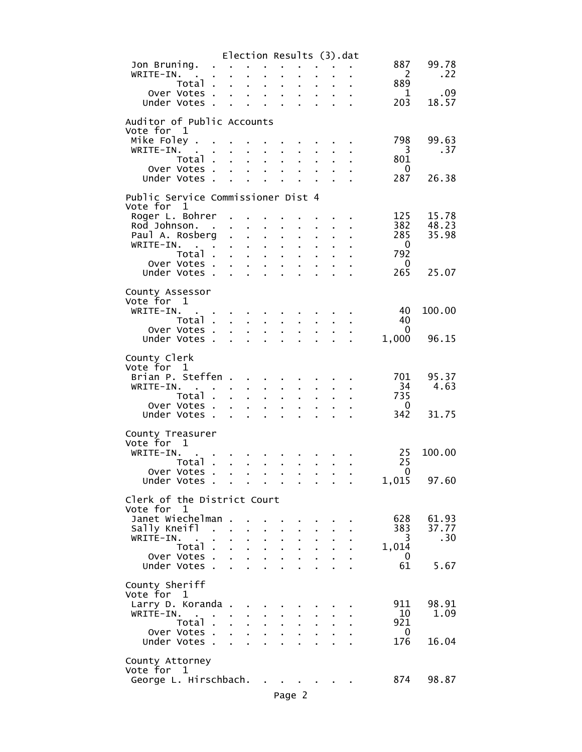| | | |
|---|---|---|
| Jon Bruning. . . . . . . . . . . | 887 | 99.78 |
| WRITE-IN. . . . . . . . . . . . | 2 | .22 |
| Total . . . . . . . . . . | 889 | |
| Over Votes . . . . . . . . . . | 1 | .09 |
| Under Votes . . . . . . . . . . | 203 | 18.57 |

## Auditor of Public Accounts
Vote for 1

| | | |
|---|---|---|
| Mike Foley . . . . . . . . . . . | 798 | 99.63 |
| WRITE-IN. . . . . . . . . . . . | 3 | .37 |
| Total . . . . . . . . . . | 801 | |
| Over Votes . . . . . . . . . . | 0 | |
| Under Votes . . . . . . . . . . | 287 | 26.38 |

## Public Service Commissioner Dist 4
Vote for 1

| | | |
|---|---|---|
| Roger L. Bohrer . . . . . . . . . | 125 | 15.78 |
| Rod Johnson. . . . . . . . . . . | 382 | 48.23 |
| Paul A. Rosberg . . . . . . . . . | 285 | 35.98 |
| WRITE-IN. . . . . . . . . . . . | 0 | |
| Total . . . . . . . . . . | 792 | |
| Over Votes . . . . . . . . . . | 0 | |
| Under Votes . . . . . . . . . . | 265 | 25.07 |

## County Assessor
Vote for 1

| | | |
|---|---|---|
| WRITE-IN. . . . . . . . . . . . | 40 | 100.00 |
| Total . . . . . . . . . . | 40 | |
| Over Votes . . . . . . . . . . | 0 | |
| Under Votes . . . . . . . . . . | 1,000 | 96.15 |

## County Clerk
Vote for 1

| | | |
|---|---|---|
| Brian P. Steffen . . . . . . . . . | 701 | 95.37 |
| WRITE-IN. . . . . . . . . . . . | 34 | 4.63 |
| Total . . . . . . . . . . | 735 | |
| Over Votes . . . . . . . . . . | 0 | |
| Under Votes . . . . . . . . . . | 342 | 31.75 |

## County Treasurer
Vote for 1

| | | |
|---|---|---|
| WRITE-IN. . . . . . . . . . . . | 25 | 100.00 |
| Total . . . . . . . . . . | 25 | |
| Over Votes . . . . . . . . . . | 0 | |
| Under Votes . . . . . . . . . . | 1,015 | 97.60 |

## Clerk of the District Court
Vote for 1

| | | |
|---|---|---|
| Janet Wiechelman . . . . . . . . . | 628 | 61.93 |
| Sally Kneifl . . . . . . . . . . | 383 | 37.77 |
| WRITE-IN. . . . . . . . . . . . | 3 | .30 |
| Total . . . . . . . . . . | 1,014 | |
| Over Votes . . . . . . . . . . | 0 | |
| Under Votes . . . . . . . . . . | 61 | 5.67 |

## County Sheriff
Vote for 1

| | | |
|---|---|---|
| Larry D. Koranda . . . . . . . . . | 911 | 98.91 |
| WRITE-IN. . . . . . . . . . . . | 10 | 1.09 |
| Total . . . . . . . . . . | 921 | |
| Over Votes . . . . . . . . . . | 0 | |
| Under Votes . . . . . . . . . . | 176 | 16.04 |

## County Attorney
Vote for 1

| | | |
|---|---|---|
| George L. Hirschbach. . . . . . . . | 874 | 98.87 |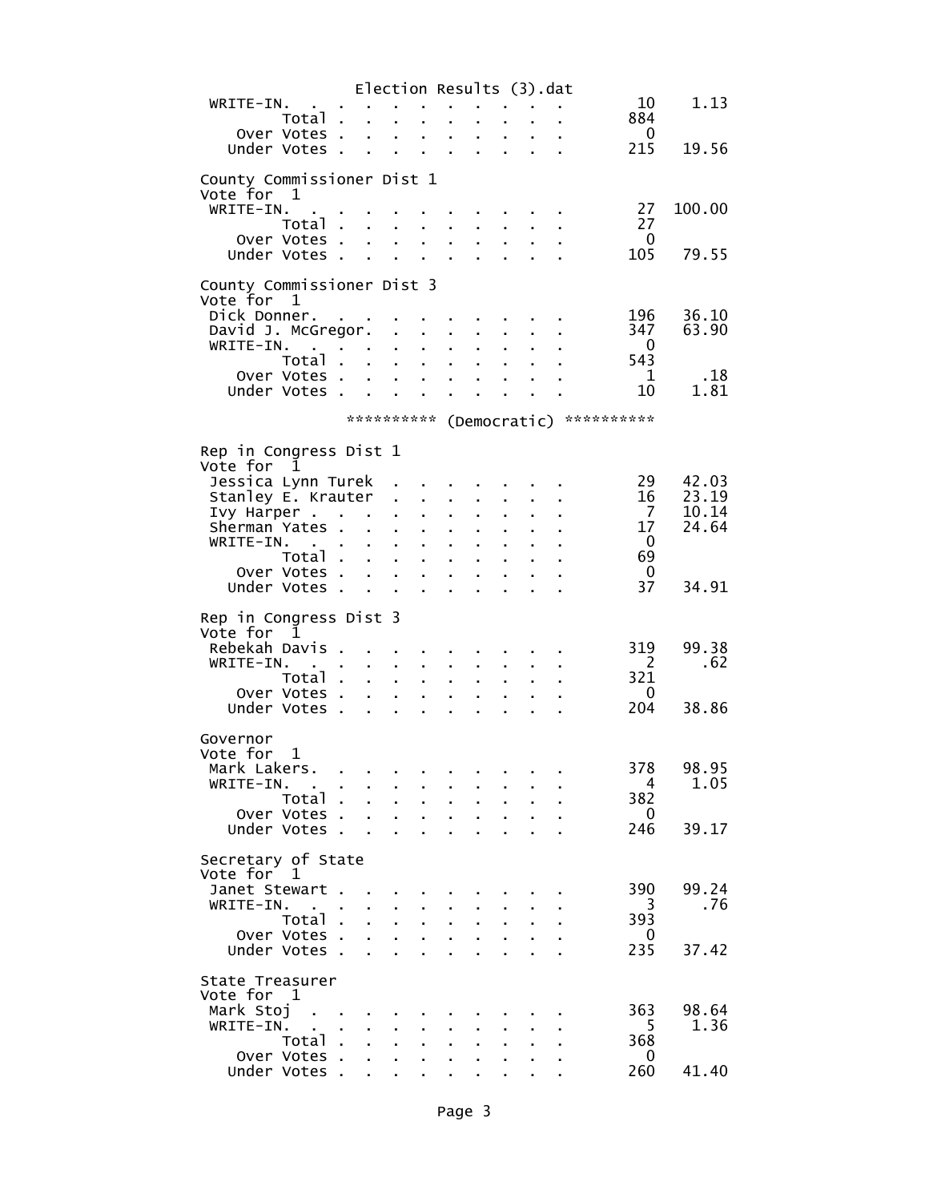| | | |
|---|---|---|
| WRITE-IN. | 10 | 1.13 |
| Total | 884 | |
| Over Votes | 0 | |
| Under Votes | 215 | 19.56 |

## County Commissioner Dist 1

Vote for 1

| | | |
|---|---|---|
| WRITE-IN. | 27 | 100.00 |
| Total | 27 | |
| Over Votes | 0 | |
| Under Votes | 105 | 79.55 |

## County Commissioner Dist 3

Vote for 1

| | | |
|---|---|---|
| Dick Donner. | 196 | 36.10 |
| David J. McGregor. | 347 | 63.90 |
| WRITE-IN. | 0 | |
| Total | 543 | |
| Over Votes | 1 | .18 |
| Under Votes | 10 | 1.81 |

********** (Democratic) **********

## Rep in Congress Dist 1

Vote for 1

| | | |
|---|---|---|
| Jessica Lynn Turek | 29 | 42.03 |
| Stanley E. Krauter | 16 | 23.19 |
| Ivy Harper | 7 | 10.14 |
| Sherman Yates | 17 | 24.64 |
| WRITE-IN. | 0 | |
| Total | 69 | |
| Over Votes | 0 | |
| Under Votes | 37 | 34.91 |

## Rep in Congress Dist 3

Vote for 1

| | | |
|---|---|---|
| Rebekah Davis | 319 | 99.38 |
| WRITE-IN. | 2 | .62 |
| Total | 321 | |
| Over Votes | 0 | |
| Under Votes | 204 | 38.86 |

## Governor

Vote for 1

| | | |
|---|---|---|
| Mark Lakers. | 378 | 98.95 |
| WRITE-IN. | 4 | 1.05 |
| Total | 382 | |
| Over Votes | 0 | |
| Under Votes | 246 | 39.17 |

## Secretary of State

Vote for 1

| | | |
|---|---|---|
| Janet Stewart | 390 | 99.24 |
| WRITE-IN. | 3 | .76 |
| Total | 393 | |
| Over Votes | 0 | |
| Under Votes | 235 | 37.42 |

## State Treasurer

Vote for 1

| | | |
|---|---|---|
| Mark Stoj | 363 | 98.64 |
| WRITE-IN. | 5 | 1.36 |
| Total | 368 | |
| Over Votes | 0 | |
| Under Votes | 260 | 41.40 |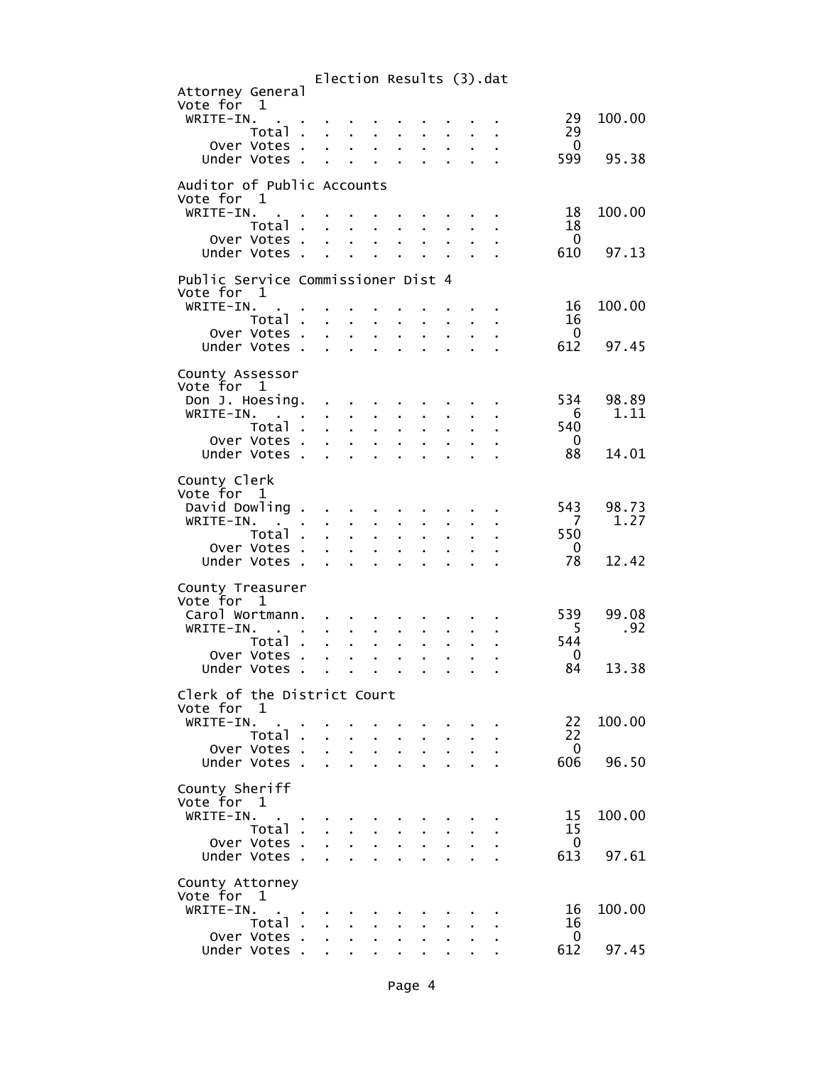Election Results (3).dat

## Attorney General

Vote for 1

| | Votes | Percent |
|---|---|---|
| WRITE-IN. | 29 | 100.00 |
| Total | 29 | |
| Over Votes | 0 | |
| Under Votes | 599 | 95.38 |

## Auditor of Public Accounts

Vote for 1

| | Votes | Percent |
|---|---|---|
| WRITE-IN. | 18 | 100.00 |
| Total | 18 | |
| Over Votes | 0 | |
| Under Votes | 610 | 97.13 |

## Public Service Commissioner Dist 4

Vote for 1

| | Votes | Percent |
|---|---|---|
| WRITE-IN. | 16 | 100.00 |
| Total | 16 | |
| Over Votes | 0 | |
| Under Votes | 612 | 97.45 |

## County Assessor

Vote for 1

| | Votes | Percent |
|---|---|---|
| Don J. Hoesing. | 534 | 98.89 |
| WRITE-IN. | 6 | 1.11 |
| Total | 540 | |
| Over Votes | 0 | |
| Under Votes | 88 | 14.01 |

## County Clerk

Vote for 1

| | Votes | Percent |
|---|---|---|
| David Dowling | 543 | 98.73 |
| WRITE-IN. | 7 | 1.27 |
| Total | 550 | |
| Over Votes | 0 | |
| Under Votes | 78 | 12.42 |

## County Treasurer

Vote for 1

| | Votes | Percent |
|---|---|---|
| Carol Wortmann. | 539 | 99.08 |
| WRITE-IN. | 5 | .92 |
| Total | 544 | |
| Over Votes | 0 | |
| Under Votes | 84 | 13.38 |

## Clerk of the District Court

Vote for 1

| | Votes | Percent |
|---|---|---|
| WRITE-IN. | 22 | 100.00 |
| Total | 22 | |
| Over Votes | 0 | |
| Under Votes | 606 | 96.50 |

## County Sheriff

Vote for 1

| | Votes | Percent |
|---|---|---|
| WRITE-IN. | 15 | 100.00 |
| Total | 15 | |
| Over Votes | 0 | |
| Under Votes | 613 | 97.61 |

## County Attorney

Vote for 1

| | Votes | Percent |
|---|---|---|
| WRITE-IN. | 16 | 100.00 |
| Total | 16 | |
| Over Votes | 0 | |
| Under Votes | 612 | 97.45 |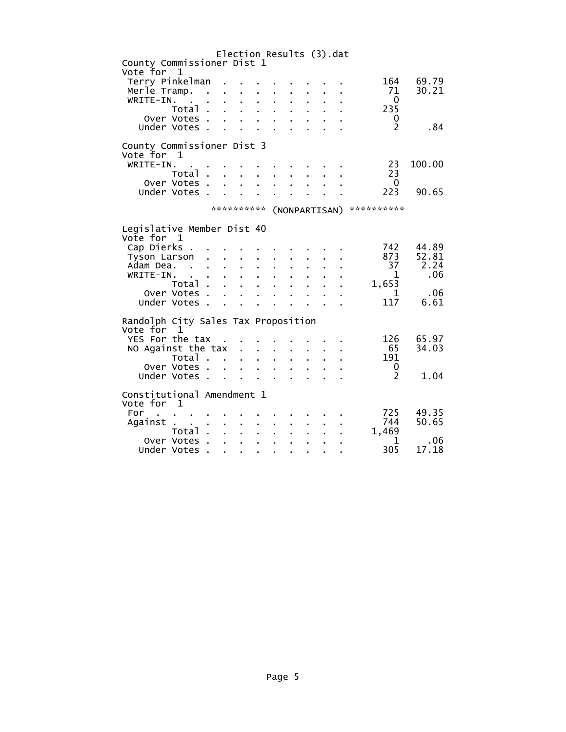Election Results (3).dat

County Commissioner Dist 1
Vote for 1

| | | |
|---|---|---|
| Terry Pinkelman | 164 | 69.79 |
| Merle Tramp. | 71 | 30.21 |
| WRITE-IN. | 0 | |
| Total | 235 | |
| Over Votes | 0 | |
| Under Votes | 2 | .84 |

County Commissioner Dist 3
Vote for 1

| | | |
|---|---|---|
| WRITE-IN. | 23 | 100.00 |
| Total | 23 | |
| Over Votes | 0 | |
| Under Votes | 223 | 90.65 |

********** (NONPARTISAN) **********

Legislative Member Dist 40
Vote for 1

| | | |
|---|---|---|
| Cap Dierks | 742 | 44.89 |
| Tyson Larson | 873 | 52.81 |
| Adam Dea. | 37 | 2.24 |
| WRITE-IN. | 1 | .06 |
| Total | 1,653 | |
| Over Votes | 1 | .06 |
| Under Votes | 117 | 6.61 |

Randolph City Sales Tax Proposition
Vote for 1

| | | |
|---|---|---|
| YES For the tax | 126 | 65.97 |
| NO Against the tax | 65 | 34.03 |
| Total | 191 | |
| Over Votes | 0 | |
| Under Votes | 2 | 1.04 |

Constitutional Amendment 1
Vote for 1

| | | |
|---|---|---|
| For | 725 | 49.35 |
| Against | 744 | 50.65 |
| Total | 1,469 | |
| Over Votes | 1 | .06 |
| Under Votes | 305 | 17.18 |